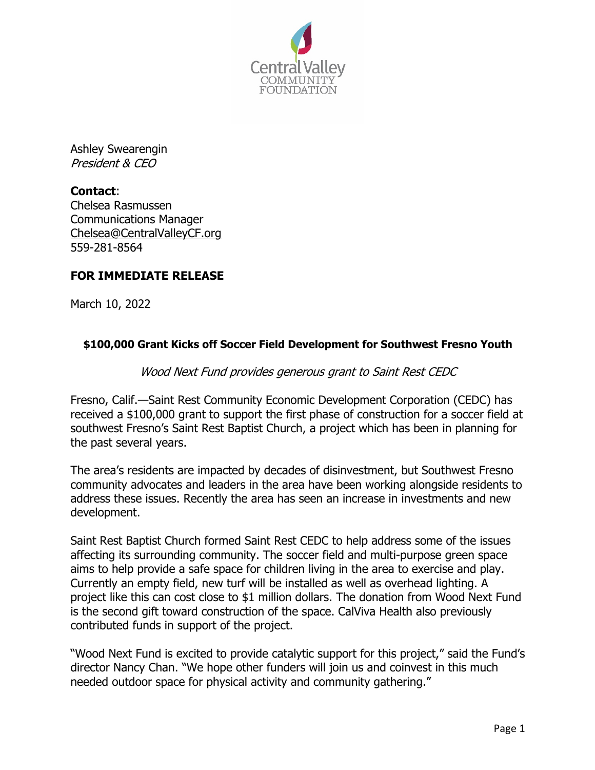Central Valley COMMUNITY FOUNDATION

Ashley Swearengin
*President & CEO*

**Contact**:
Chelsea Rasmussen
Communications Manager
Chelsea@CentralValleyCF.org
559-281-8564

**FOR IMMEDIATE RELEASE**

March 10, 2022

## $100,000 Grant Kicks off Soccer Field Development for Southwest Fresno Youth

*Wood Next Fund provides generous grant to Saint Rest CEDC*

Fresno, Calif.—Saint Rest Community Economic Development Corporation (CEDC) has received a $100,000 grant to support the first phase of construction for a soccer field at southwest Fresno's Saint Rest Baptist Church, a project which has been in planning for the past several years.

The area's residents are impacted by decades of disinvestment, but Southwest Fresno community advocates and leaders in the area have been working alongside residents to address these issues. Recently the area has seen an increase in investments and new development.

Saint Rest Baptist Church formed Saint Rest CEDC to help address some of the issues affecting its surrounding community. The soccer field and multi-purpose green space aims to help provide a safe space for children living in the area to exercise and play. Currently an empty field, new turf will be installed as well as overhead lighting. A project like this can cost close to $1 million dollars. The donation from Wood Next Fund is the second gift toward construction of the space. CalViva Health also previously contributed funds in support of the project.

"Wood Next Fund is excited to provide catalytic support for this project," said the Fund's director Nancy Chan. "We hope other funders will join us and coinvest in this much needed outdoor space for physical activity and community gathering."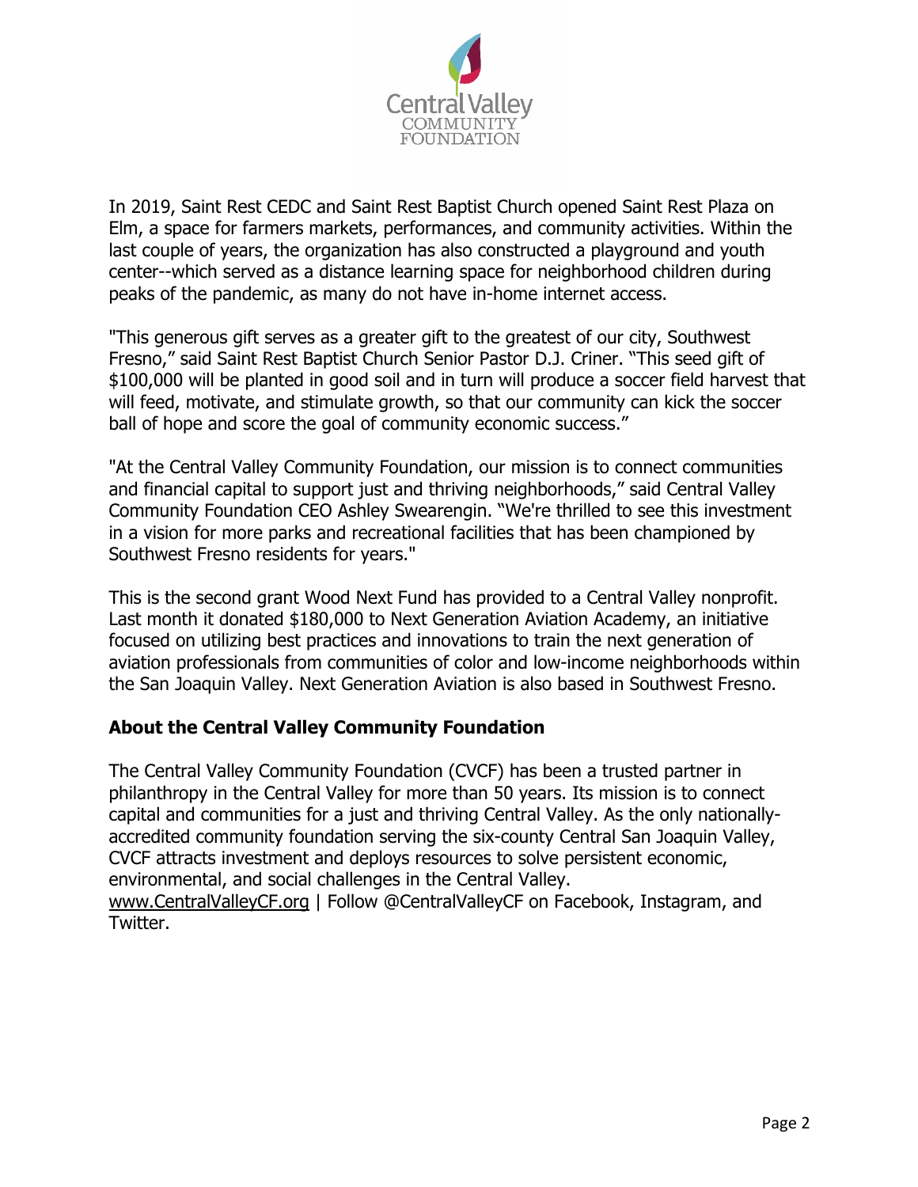In 2019, Saint Rest CEDC and Saint Rest Baptist Church opened Saint Rest Plaza on Elm, a space for farmers markets, performances, and community activities. Within the last couple of years, the organization has also constructed a playground and youth center--which served as a distance learning space for neighborhood children during peaks of the pandemic, as many do not have in-home internet access.

"This generous gift serves as a greater gift to the greatest of our city, Southwest Fresno," said Saint Rest Baptist Church Senior Pastor D.J. Criner. "This seed gift of $100,000 will be planted in good soil and in turn will produce a soccer field harvest that will feed, motivate, and stimulate growth, so that our community can kick the soccer ball of hope and score the goal of community economic success."

"At the Central Valley Community Foundation, our mission is to connect communities and financial capital to support just and thriving neighborhoods," said Central Valley Community Foundation CEO Ashley Swearengin. "We're thrilled to see this investment in a vision for more parks and recreational facilities that has been championed by Southwest Fresno residents for years."

This is the second grant Wood Next Fund has provided to a Central Valley nonprofit. Last month it donated $180,000 to Next Generation Aviation Academy, an initiative focused on utilizing best practices and innovations to train the next generation of aviation professionals from communities of color and low-income neighborhoods within the San Joaquin Valley. Next Generation Aviation is also based in Southwest Fresno.

## About the Central Valley Community Foundation

The Central Valley Community Foundation (CVCF) has been a trusted partner in philanthropy in the Central Valley for more than 50 years. Its mission is to connect capital and communities for a just and thriving Central Valley. As the only nationally-accredited community foundation serving the six-county Central San Joaquin Valley, CVCF attracts investment and deploys resources to solve persistent economic, environmental, and social challenges in the Central Valley.
www.CentralValleyCF.org | Follow @CentralValleyCF on Facebook, Instagram, and Twitter.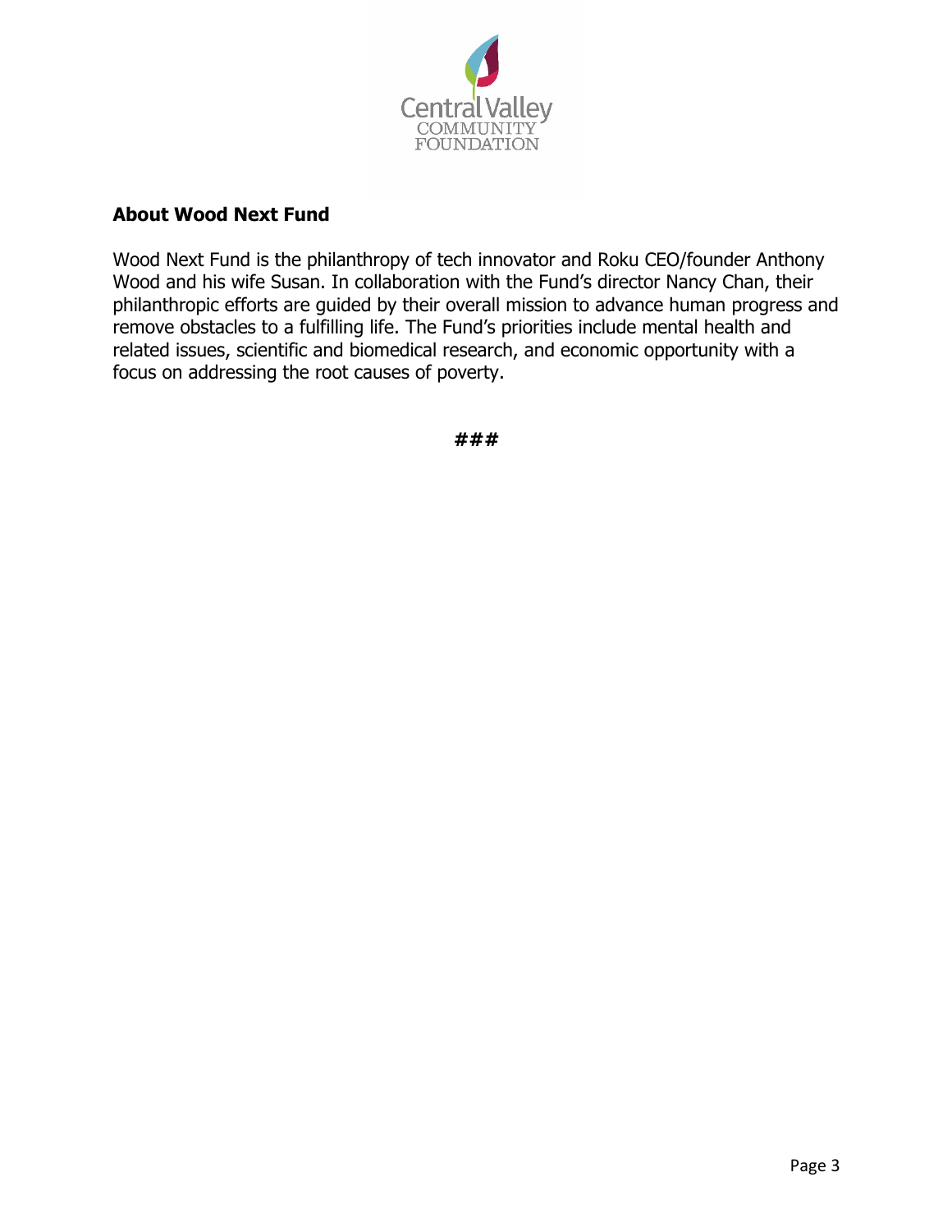## About Wood Next Fund

Wood Next Fund is the philanthropy of tech innovator and Roku CEO/founder Anthony Wood and his wife Susan. In collaboration with the Fund's director Nancy Chan, their philanthropic efforts are guided by their overall mission to advance human progress and remove obstacles to a fulfilling life. The Fund's priorities include mental health and related issues, scientific and biomedical research, and economic opportunity with a focus on addressing the root causes of poverty.

###